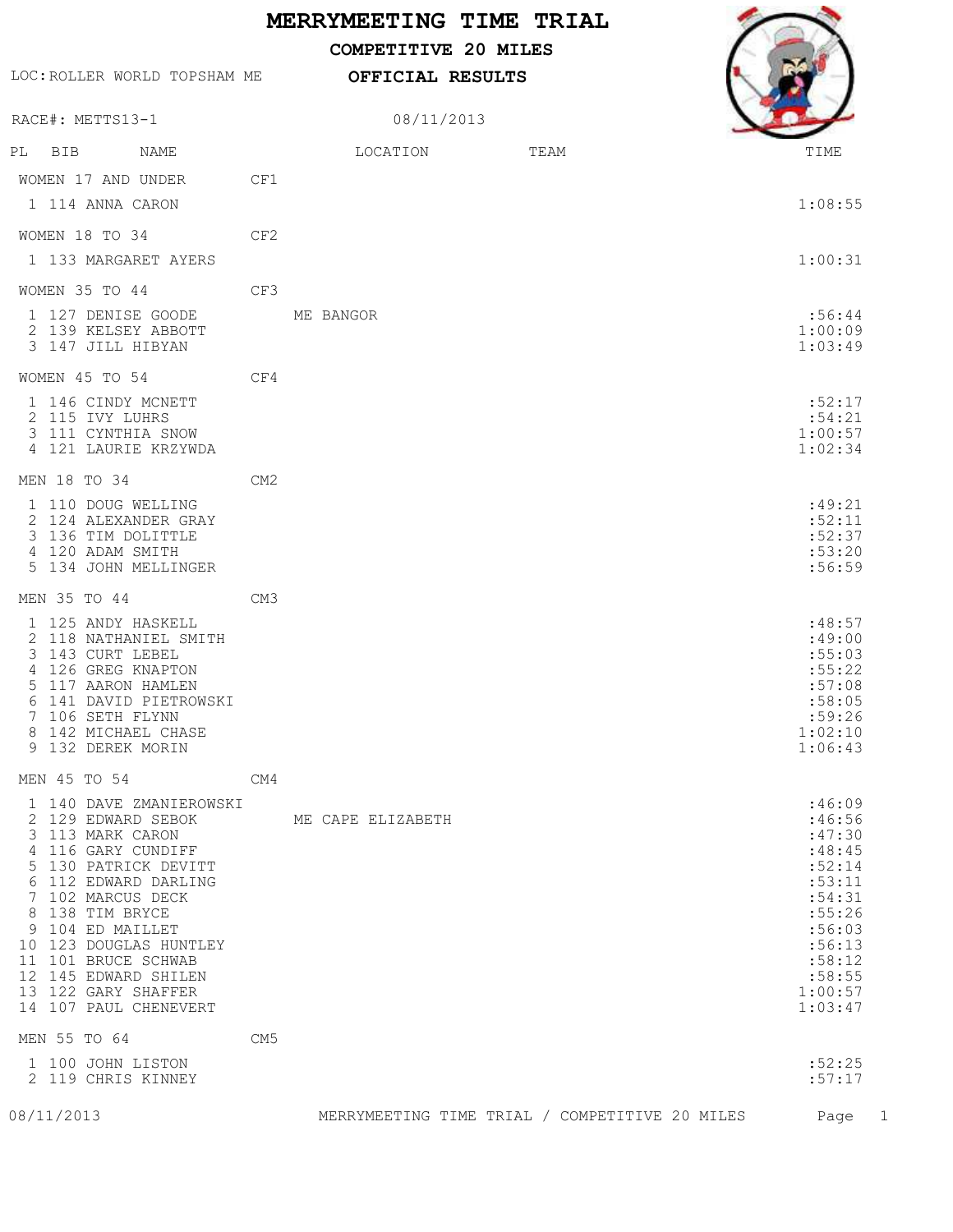# MERRYMEETING TIME TRIAL

**COMPETITIVE 20 MILES**

LOC: ROLLER WORLD TOPSHAM ME

**OFFICIAL RESULTS**

RACE#: METTS13-1

08/11/2013

| PL | BIB | NAME | LOCATION | TEAM | TIME |
|---|---|---|---|---|---|
| **WOMEN 17 AND UNDER** | | **CF1** | | | |
| 1 | 114 | ANNA CARON | | | 1:08:55 |
| **WOMEN 18 TO 34** | | **CF2** | | | |
| 1 | 133 | MARGARET AYERS | | | 1:00:31 |
| **WOMEN 35 TO 44** | | **CF3** | | | |
| 1 | 127 | DENISE GOODE | ME BANGOR | | :56:44 |
| 2 | 139 | KELSEY ABBOTT | | | 1:00:09 |
| 3 | 147 | JILL HIBYAN | | | 1:03:49 |
| **WOMEN 45 TO 54** | | **CF4** | | | |
| 1 | 146 | CINDY MCNETT | | | :52:17 |
| 2 | 115 | IVY LUHRS | | | :54:21 |
| 3 | 111 | CYNTHIA SNOW | | | 1:00:57 |
| 4 | 121 | LAURIE KRZYWDA | | | 1:02:34 |
| **MEN 18 TO 34** | | **CM2** | | | |
| 1 | 110 | DOUG WELLING | | | :49:21 |
| 2 | 124 | ALEXANDER GRAY | | | :52:11 |
| 3 | 136 | TIM DOLITTLE | | | :52:37 |
| 4 | 120 | ADAM SMITH | | | :53:20 |
| 5 | 134 | JOHN MELLINGER | | | :56:59 |
| **MEN 35 TO 44** | | **CM3** | | | |
| 1 | 125 | ANDY HASKELL | | | :48:57 |
| 2 | 118 | NATHANIEL SMITH | | | :49:00 |
| 3 | 143 | CURT LEBEL | | | :55:03 |
| 4 | 126 | GREG KNAPTON | | | :55:22 |
| 5 | 117 | AARON HAMLEN | | | :57:08 |
| 6 | 141 | DAVID PIETROWSKI | | | :58:05 |
| 7 | 106 | SETH FLYNN | | | :59:26 |
| 8 | 142 | MICHAEL CHASE | | | 1:02:10 |
| 9 | 132 | DEREK MORIN | | | 1:06:43 |
| **MEN 45 TO 54** | | **CM4** | | | |
| 1 | 140 | DAVE ZMANIEROWSKI | | | :46:09 |
| 2 | 129 | EDWARD SEBOK | ME CAPE ELIZABETH | | :46:56 |
| 3 | 113 | MARK CARON | | | :47:30 |
| 4 | 116 | GARY CUNDIFF | | | :48:45 |
| 5 | 130 | PATRICK DEVITT | | | :52:14 |
| 6 | 112 | EDWARD DARLING | | | :53:11 |
| 7 | 102 | MARCUS DECK | | | :54:31 |
| 8 | 138 | TIM BRYCE | | | :55:26 |
| 9 | 104 | ED MAILLET | | | :56:03 |
| 10 | 123 | DOUGLAS HUNTLEY | | | :56:13 |
| 11 | 101 | BRUCE SCHWAB | | | :58:12 |
| 12 | 145 | EDWARD SHILEN | | | :58:55 |
| 13 | 122 | GARY SHAFFER | | | 1:00:57 |
| 14 | 107 | PAUL CHENEVERT | | | 1:03:47 |
| **MEN 55 TO 64** | | **CM5** | | | |
| 1 | 100 | JOHN LISTON | | | :52:25 |
| 2 | 119 | CHRIS KINNEY | | | :57:17 |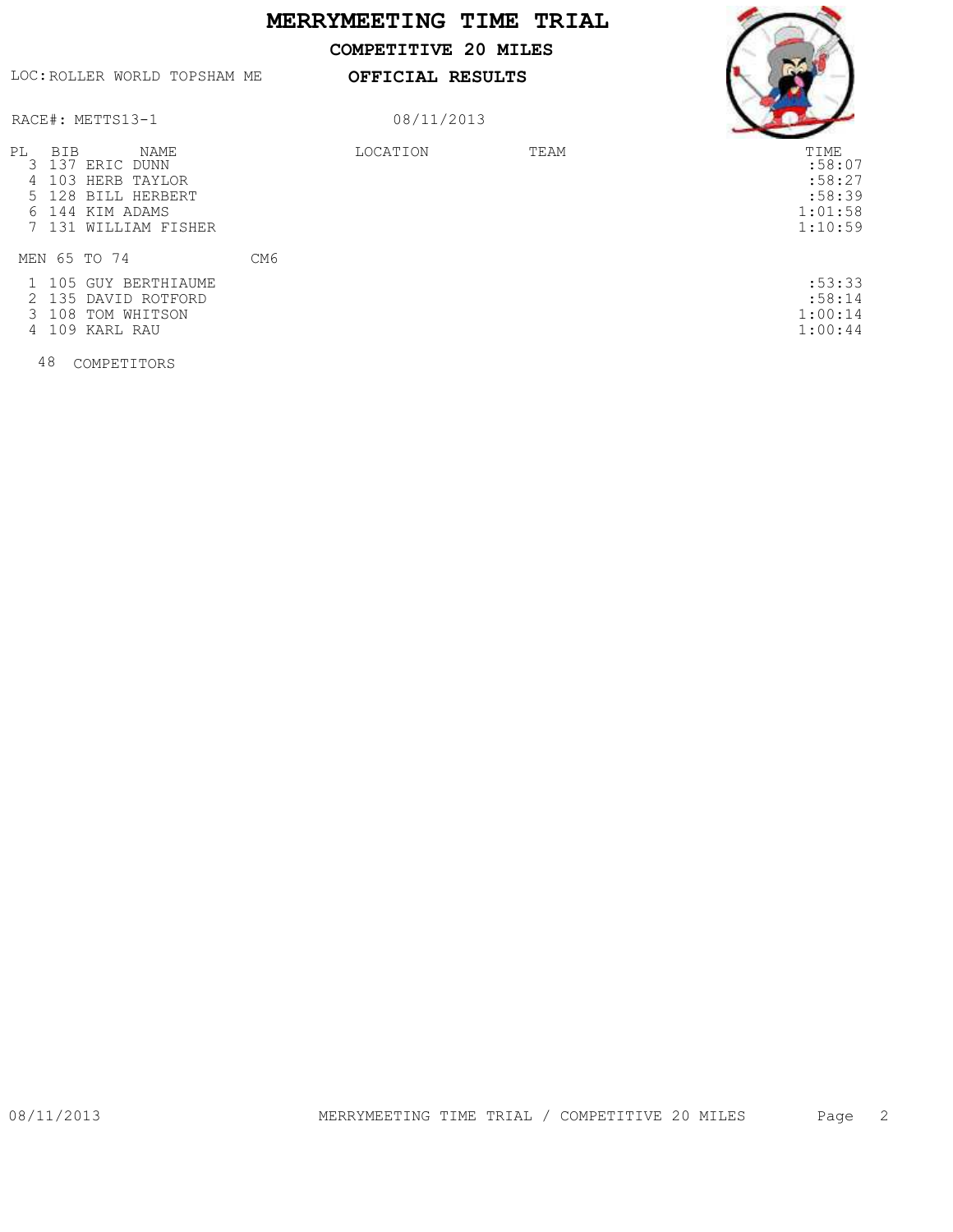# MERRYMEETING TIME TRIAL

**COMPETITIVE 20 MILES**

LOC: ROLLER WORLD TOPSHAM ME

**OFFICIAL RESULTS**

RACE#: METTS13-1

08/11/2013

| PL | BIB | NAME | LOCATION | TEAM | TIME |
|---|---|---|---|---|---|
| 3 | 137 | ERIC DUNN | | | :58:07 |
| 4 | 103 | HERB TAYLOR | | | :58:27 |
| 5 | 128 | BILL HERBERT | | | :58:39 |
| 6 | 144 | KIM ADAMS | | | 1:01:58 |
| 7 | 131 | WILLIAM FISHER | | | 1:10:59 |

MEN 65 TO 74 CM6

| PL | BIB | NAME | LOCATION | TEAM | TIME |
|---|---|---|---|---|---|
| 1 | 105 | GUY BERTHIAUME | | | :53:33 |
| 2 | 135 | DAVID ROTFORD | | | :58:14 |
| 3 | 108 | TOM WHITSON | | | 1:00:14 |
| 4 | 109 | KARL RAU | | | 1:00:44 |

48 COMPETITORS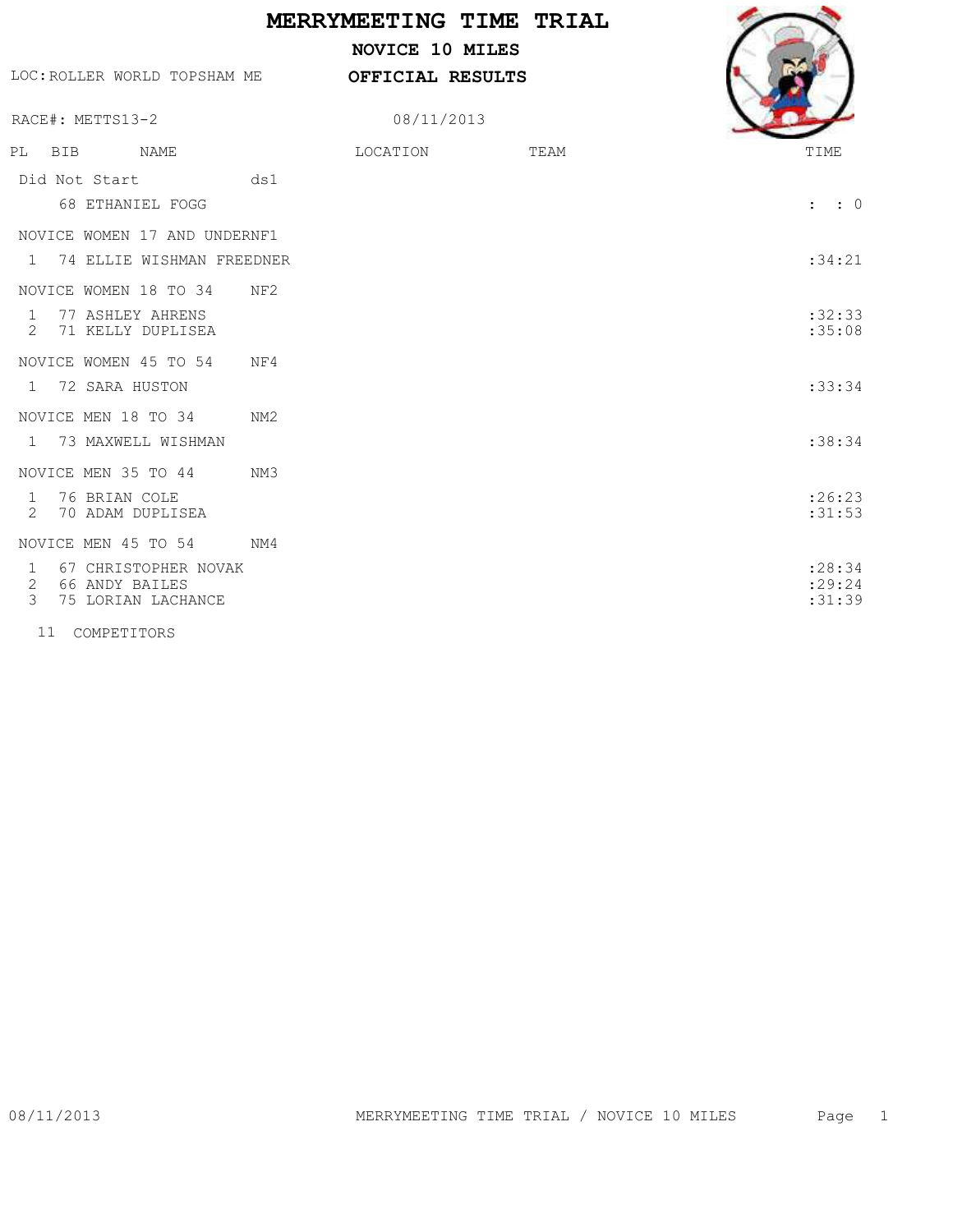# MERRYMEETING TIME TRIAL

## NOVICE 10 MILES

**OFFICIAL RESULTS**

LOC: ROLLER WORLD TOPSHAM ME

RACE#: METTS13-2

08/11/2013

| PL | BIB | NAME | LOCATION | TEAM | TIME |
|---|---|---|---|---|---|
| Did Not Start ds1 | | | | | |
| | 68 | ETHANIEL FOGG | | | : : 0 |
| NOVICE WOMEN 17 AND UNDER NF1 | | | | | |
| 1 | 74 | ELLIE WISHMAN FREEDNER | | | :34:21 |
| NOVICE WOMEN 18 TO 34 NF2 | | | | | |
| 1 | 77 | ASHLEY AHRENS | | | :32:33 |
| 2 | 71 | KELLY DUPLISEA | | | :35:08 |
| NOVICE WOMEN 45 TO 54 NF4 | | | | | |
| 1 | 72 | SARA HUSTON | | | :33:34 |
| NOVICE MEN 18 TO 34 NM2 | | | | | |
| 1 | 73 | MAXWELL WISHMAN | | | :38:34 |
| NOVICE MEN 35 TO 44 NM3 | | | | | |
| 1 | 76 | BRIAN COLE | | | :26:23 |
| 2 | 70 | ADAM DUPLISEA | | | :31:53 |
| NOVICE MEN 45 TO 54 NM4 | | | | | |
| 1 | 67 | CHRISTOPHER NOVAK | | | :28:34 |
| 2 | 66 | ANDY BAILES | | | :29:24 |
| 3 | 75 | LORIAN LACHANCE | | | :31:39 |

11 COMPETITORS